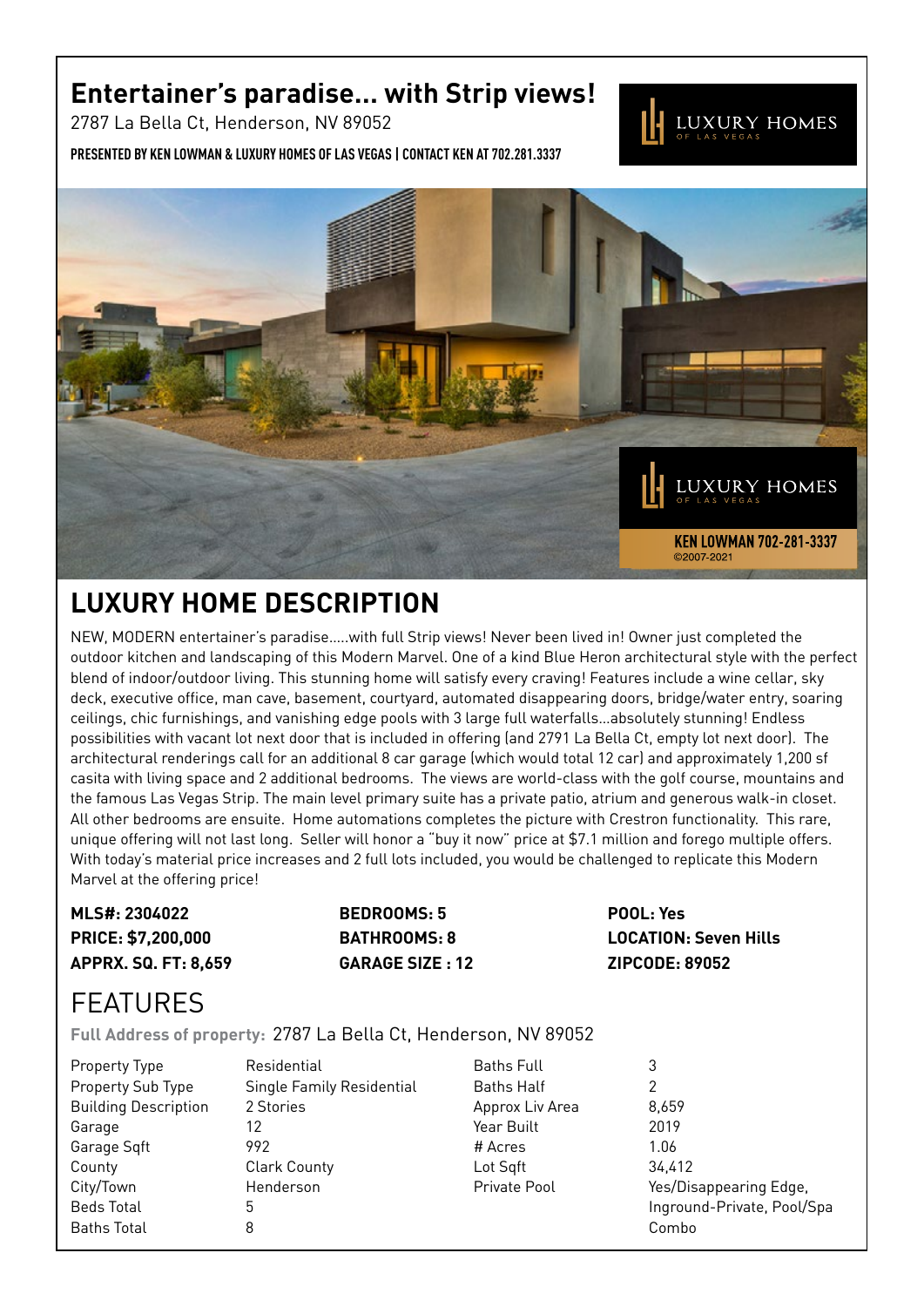# Entertainer's paradise... with Strip views!

2787 La Bella Ct, Henderson, NV 89052

**PRESENTED BY KEN LOWMAN & LUXURY HOMES OF LAS VEGAS | CONTACT KEN AT 702.281.3337**

LUXURY HOMES OF LAS VEGAS

LUXURY HOMES OF LAS VEGAS

**KEN LOWMAN 702-281-3337**
©2007-2021

## LUXURY HOME DESCRIPTION

NEW, MODERN entertainer's paradise.....with full Strip views! Never been lived in! Owner just completed the outdoor kitchen and landscaping of this Modern Marvel. One of a kind Blue Heron architectural style with the perfect blend of indoor/outdoor living. This stunning home will satisfy every craving! Features include a wine cellar, sky deck, executive office, man cave, basement, courtyard, automated disappearing doors, bridge/water entry, soaring ceilings, chic furnishings, and vanishing edge pools with 3 large full waterfalls...absolutely stunning! Endless possibilities with vacant lot next door that is included in offering (and 2791 La Bella Ct, empty lot next door). The architectural renderings call for an additional 8 car garage (which would total 12 car) and approximately 1,200 sf casita with living space and 2 additional bedrooms. The views are world-class with the golf course, mountains and the famous Las Vegas Strip. The main level primary suite has a private patio, atrium and generous walk-in closet. All other bedrooms are ensuite. Home automations completes the picture with Crestron functionality. This rare, unique offering will not last long. Seller will honor a "buy it now" price at $7.1 million and forego multiple offers. With today's material price increases and 2 full lots included, you would be challenged to replicate this Modern Marvel at the offering price!

**MLS#: 2304022**
**PRICE: $7,200,000**
**APPRX. SQ. FT: 8,659**

**BEDROOMS: 5**
**BATHROOMS: 8**
**GARAGE SIZE : 12**

**POOL: Yes**
**LOCATION: Seven Hills**
**ZIPCODE: 89052**

# FEATURES

**Full Address of property:** 2787 La Bella Ct, Henderson, NV 89052

| | | | |
|---|---|---|---|
| Property Type | Residential | Baths Full | 3 |
| Property Sub Type | Single Family Residential | Baths Half | 2 |
| Building Description | 2 Stories | Approx Liv Area | 8,659 |
| Garage | 12 | Year Built | 2019 |
| Garage Sqft | 992 | # Acres | 1.06 |
| County | Clark County | Lot Sqft | 34,412 |
| City/Town | Henderson | Private Pool | Yes/Disappearing Edge, Inground-Private, Pool/Spa Combo |
| Beds Total | 5 | | |
| Baths Total | 8 | | |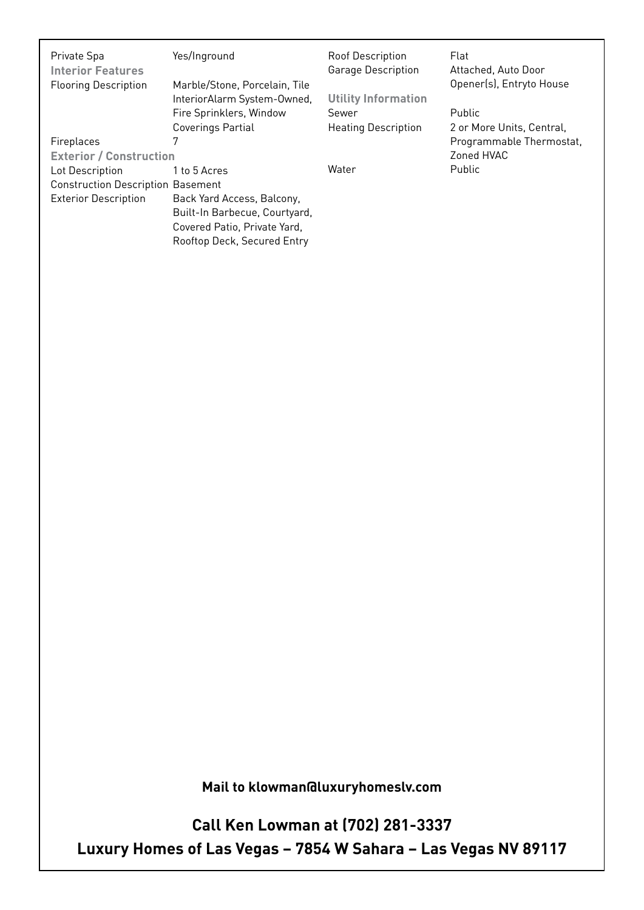| | |
|---|---|
| Private Spa | Yes/Inground |

**Interior Features**

| | |
|---|---|
| Flooring Description | Marble/Stone, Porcelain, Tile InteriorAlarm System-Owned, Fire Sprinklers, Window Coverings Partial |
| Fireplaces | 7 |

**Exterior / Construction**

| | |
|---|---|
| Lot Description | 1 to 5 Acres |
| Construction Description | Basement |
| Exterior Description | Back Yard Access, Balcony, Built-In Barbecue, Courtyard, Covered Patio, Private Yard, Rooftop Deck, Secured Entry |
| Roof Description | Flat |
| Garage Description | Attached, Auto Door Opener(s), Entryto House |

**Utility Information**

| | |
|---|---|
| Sewer | Public |
| Heating Description | 2 or More Units, Central, Programmable Thermostat, Zoned HVAC |
| Water | Public |

**Mail to klowman@luxuryhomeslv.com**

**Call Ken Lowman at (702) 281-3337**

**Luxury Homes of Las Vegas – 7854 W Sahara – Las Vegas NV 89117**